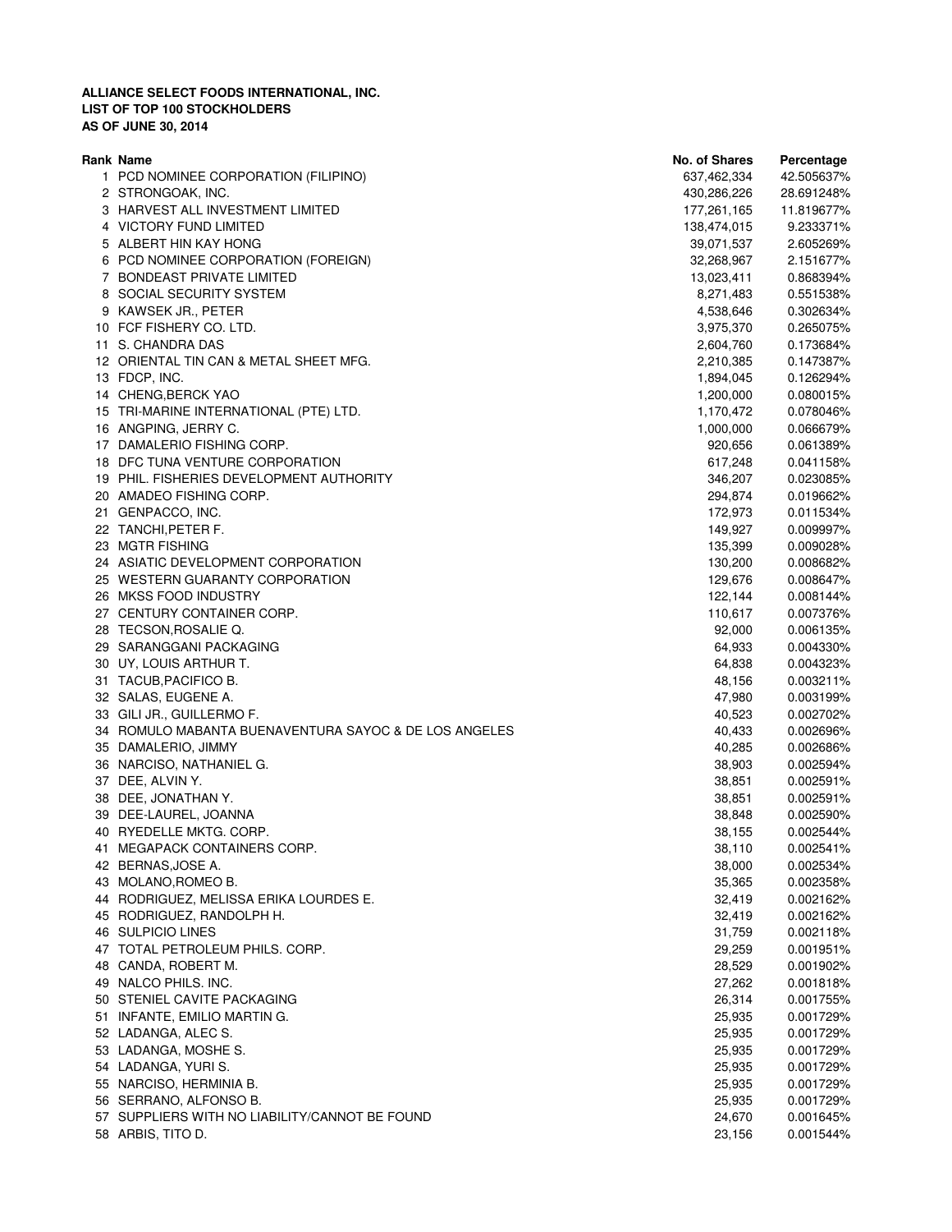**ALLIANCE SELECT FOODS INTERNATIONAL, INC.**
**LIST OF TOP 100 STOCKHOLDERS**
**AS OF JUNE 30, 2014**

| Rank | Name | No. of Shares | Percentage |
|---|---|---|---|
| 1 | PCD NOMINEE CORPORATION (FILIPINO) | 637,462,334 | 42.505637% |
| 2 | STRONGOAK, INC. | 430,286,226 | 28.691248% |
| 3 | HARVEST ALL INVESTMENT LIMITED | 177,261,165 | 11.819677% |
| 4 | VICTORY FUND LIMITED | 138,474,015 | 9.233371% |
| 5 | ALBERT HIN KAY HONG | 39,071,537 | 2.605269% |
| 6 | PCD NOMINEE CORPORATION (FOREIGN) | 32,268,967 | 2.151677% |
| 7 | BONDEAST PRIVATE LIMITED | 13,023,411 | 0.868394% |
| 8 | SOCIAL SECURITY SYSTEM | 8,271,483 | 0.551538% |
| 9 | KAWSEK JR., PETER | 4,538,646 | 0.302634% |
| 10 | FCF FISHERY CO. LTD. | 3,975,370 | 0.265075% |
| 11 | S. CHANDRA DAS | 2,604,760 | 0.173684% |
| 12 | ORIENTAL TIN CAN & METAL SHEET MFG. | 2,210,385 | 0.147387% |
| 13 | FDCP, INC. | 1,894,045 | 0.126294% |
| 14 | CHENG,BERCK YAO | 1,200,000 | 0.080015% |
| 15 | TRI-MARINE INTERNATIONAL (PTE) LTD. | 1,170,472 | 0.078046% |
| 16 | ANGPING, JERRY C. | 1,000,000 | 0.066679% |
| 17 | DAMALERIO FISHING CORP. | 920,656 | 0.061389% |
| 18 | DFC TUNA VENTURE CORPORATION | 617,248 | 0.041158% |
| 19 | PHIL. FISHERIES DEVELOPMENT AUTHORITY | 346,207 | 0.023085% |
| 20 | AMADEO FISHING CORP. | 294,874 | 0.019662% |
| 21 | GENPACCO, INC. | 172,973 | 0.011534% |
| 22 | TANCHI,PETER F. | 149,927 | 0.009997% |
| 23 | MGTR FISHING | 135,399 | 0.009028% |
| 24 | ASIATIC DEVELOPMENT CORPORATION | 130,200 | 0.008682% |
| 25 | WESTERN GUARANTY CORPORATION | 129,676 | 0.008647% |
| 26 | MKSS FOOD INDUSTRY | 122,144 | 0.008144% |
| 27 | CENTURY CONTAINER CORP. | 110,617 | 0.007376% |
| 28 | TECSON,ROSALIE Q. | 92,000 | 0.006135% |
| 29 | SARANGGANI PACKAGING | 64,933 | 0.004330% |
| 30 | UY, LOUIS ARTHUR T. | 64,838 | 0.004323% |
| 31 | TACUB,PACIFICO B. | 48,156 | 0.003211% |
| 32 | SALAS, EUGENE A. | 47,980 | 0.003199% |
| 33 | GILI JR., GUILLERMO F. | 40,523 | 0.002702% |
| 34 | ROMULO MABANTA BUENAVENTURA SAYOC & DE LOS ANGELES | 40,433 | 0.002696% |
| 35 | DAMALERIO, JIMMY | 40,285 | 0.002686% |
| 36 | NARCISO, NATHANIEL G. | 38,903 | 0.002594% |
| 37 | DEE, ALVIN Y. | 38,851 | 0.002591% |
| 38 | DEE, JONATHAN Y. | 38,851 | 0.002591% |
| 39 | DEE-LAUREL, JOANNA | 38,848 | 0.002590% |
| 40 | RYEDELLE MKTG. CORP. | 38,155 | 0.002544% |
| 41 | MEGAPACK CONTAINERS CORP. | 38,110 | 0.002541% |
| 42 | BERNAS,JOSE A. | 38,000 | 0.002534% |
| 43 | MOLANO,ROMEO B. | 35,365 | 0.002358% |
| 44 | RODRIGUEZ, MELISSA ERIKA LOURDES E. | 32,419 | 0.002162% |
| 45 | RODRIGUEZ, RANDOLPH H. | 32,419 | 0.002162% |
| 46 | SULPICIO LINES | 31,759 | 0.002118% |
| 47 | TOTAL PETROLEUM PHILS. CORP. | 29,259 | 0.001951% |
| 48 | CANDA, ROBERT M. | 28,529 | 0.001902% |
| 49 | NALCO PHILS. INC. | 27,262 | 0.001818% |
| 50 | STENIEL CAVITE PACKAGING | 26,314 | 0.001755% |
| 51 | INFANTE, EMILIO MARTIN G. | 25,935 | 0.001729% |
| 52 | LADANGA, ALEC S. | 25,935 | 0.001729% |
| 53 | LADANGA, MOSHE S. | 25,935 | 0.001729% |
| 54 | LADANGA, YURI S. | 25,935 | 0.001729% |
| 55 | NARCISO, HERMINIA B. | 25,935 | 0.001729% |
| 56 | SERRANO, ALFONSO B. | 25,935 | 0.001729% |
| 57 | SUPPLIERS WITH NO LIABILITY/CANNOT BE FOUND | 24,670 | 0.001645% |
| 58 | ARBIS, TITO D. | 23,156 | 0.001544% |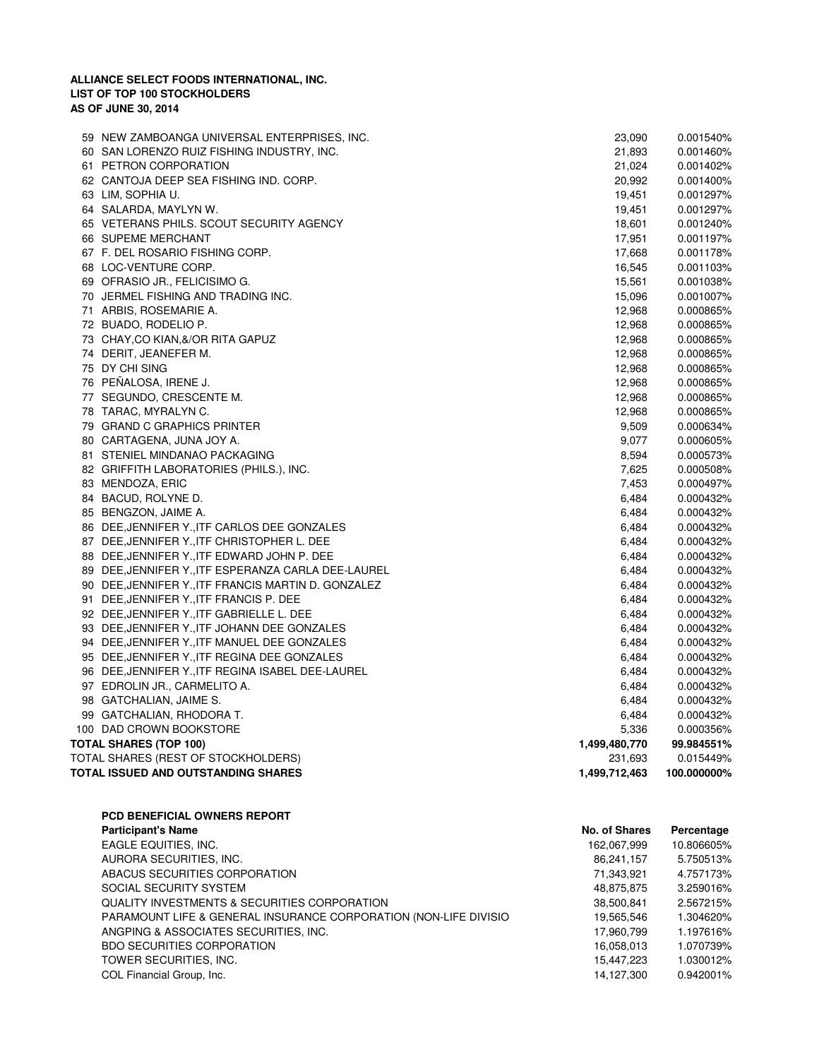**ALLIANCE SELECT FOODS INTERNATIONAL, INC.**
**LIST OF TOP 100 STOCKHOLDERS**
**AS OF JUNE 30, 2014**

| No. | Name | No. of Shares | Percentage |
|---|---|---|---|
| 59 | NEW ZAMBOANGA UNIVERSAL ENTERPRISES, INC. | 23,090 | 0.001540% |
| 60 | SAN LORENZO RUIZ FISHING INDUSTRY, INC. | 21,893 | 0.001460% |
| 61 | PETRON CORPORATION | 21,024 | 0.001402% |
| 62 | CANTOJA DEEP SEA FISHING IND. CORP. | 20,992 | 0.001400% |
| 63 | LIM, SOPHIA U. | 19,451 | 0.001297% |
| 64 | SALARDA, MAYLYN W. | 19,451 | 0.001297% |
| 65 | VETERANS PHILS. SCOUT SECURITY AGENCY | 18,601 | 0.001240% |
| 66 | SUPEME MERCHANT | 17,951 | 0.001197% |
| 67 | F. DEL ROSARIO FISHING CORP. | 17,668 | 0.001178% |
| 68 | LOC-VENTURE CORP. | 16,545 | 0.001103% |
| 69 | OFRASIO JR., FELICISIMO G. | 15,561 | 0.001038% |
| 70 | JERMEL FISHING AND TRADING INC. | 15,096 | 0.001007% |
| 71 | ARBIS, ROSEMARIE A. | 12,968 | 0.000865% |
| 72 | BUADO, RODELIO P. | 12,968 | 0.000865% |
| 73 | CHAY,CO KIAN,&/OR RITA GAPUZ | 12,968 | 0.000865% |
| 74 | DERIT, JEANEFER M. | 12,968 | 0.000865% |
| 75 | DY CHI SING | 12,968 | 0.000865% |
| 76 | PEÑALOSA, IRENE J. | 12,968 | 0.000865% |
| 77 | SEGUNDO, CRESCENTE M. | 12,968 | 0.000865% |
| 78 | TARAC, MYRALYN C. | 12,968 | 0.000865% |
| 79 | GRAND C GRAPHICS PRINTER | 9,509 | 0.000634% |
| 80 | CARTAGENA, JUNA JOY A. | 9,077 | 0.000605% |
| 81 | STENIEL MINDANAO PACKAGING | 8,594 | 0.000573% |
| 82 | GRIFFITH LABORATORIES (PHILS.), INC. | 7,625 | 0.000508% |
| 83 | MENDOZA, ERIC | 7,453 | 0.000497% |
| 84 | BACUD, ROLYNE D. | 6,484 | 0.000432% |
| 85 | BENGZON, JAIME A. | 6,484 | 0.000432% |
| 86 | DEE,JENNIFER Y.,ITF CARLOS DEE GONZALES | 6,484 | 0.000432% |
| 87 | DEE,JENNIFER Y.,ITF CHRISTOPHER L. DEE | 6,484 | 0.000432% |
| 88 | DEE,JENNIFER Y.,ITF EDWARD JOHN P. DEE | 6,484 | 0.000432% |
| 89 | DEE,JENNIFER Y.,ITF ESPERANZA CARLA DEE-LAUREL | 6,484 | 0.000432% |
| 90 | DEE,JENNIFER Y.,ITF FRANCIS MARTIN D. GONZALEZ | 6,484 | 0.000432% |
| 91 | DEE,JENNIFER Y.,ITF FRANCIS P. DEE | 6,484 | 0.000432% |
| 92 | DEE,JENNIFER Y.,ITF GABRIELLE L. DEE | 6,484 | 0.000432% |
| 93 | DEE,JENNIFER Y.,ITF JOHANN DEE GONZALES | 6,484 | 0.000432% |
| 94 | DEE,JENNIFER Y.,ITF MANUEL DEE GONZALES | 6,484 | 0.000432% |
| 95 | DEE,JENNIFER Y.,ITF REGINA DEE GONZALES | 6,484 | 0.000432% |
| 96 | DEE,JENNIFER Y.,ITF REGINA ISABEL DEE-LAUREL | 6,484 | 0.000432% |
| 97 | EDROLIN JR., CARMELITO A. | 6,484 | 0.000432% |
| 98 | GATCHALIAN, JAIME S. | 6,484 | 0.000432% |
| 99 | GATCHALIAN, RHODORA T. | 6,484 | 0.000432% |
| 100 | DAD CROWN BOOKSTORE | 5,336 | 0.000356% |
| | **TOTAL SHARES (TOP 100)** | **1,499,480,770** | **99.984551%** |
| | TOTAL SHARES (REST OF STOCKHOLDERS) | 231,693 | 0.015449% |
| | **TOTAL ISSUED AND OUTSTANDING SHARES** | **1,499,712,463** | **100.000000%** |

**PCD BENEFICIAL OWNERS REPORT**

| **Participant's Name** | **No. of Shares** | **Percentage** |
|---|---|---|
| EAGLE EQUITIES, INC. | 162,067,999 | 10.806605% |
| AURORA SECURITIES, INC. | 86,241,157 | 5.750513% |
| ABACUS SECURITIES CORPORATION | 71,343,921 | 4.757173% |
| SOCIAL SECURITY SYSTEM | 48,875,875 | 3.259016% |
| QUALITY INVESTMENTS & SECURITIES CORPORATION | 38,500,841 | 2.567215% |
| PARAMOUNT LIFE & GENERAL INSURANCE CORPORATION (NON-LIFE DIVISIO | 19,565,546 | 1.304620% |
| ANGPING & ASSOCIATES SECURITIES, INC. | 17,960,799 | 1.197616% |
| BDO SECURITIES CORPORATION | 16,058,013 | 1.070739% |
| TOWER SECURITIES, INC. | 15,447,223 | 1.030012% |
| COL Financial Group, Inc. | 14,127,300 | 0.942001% |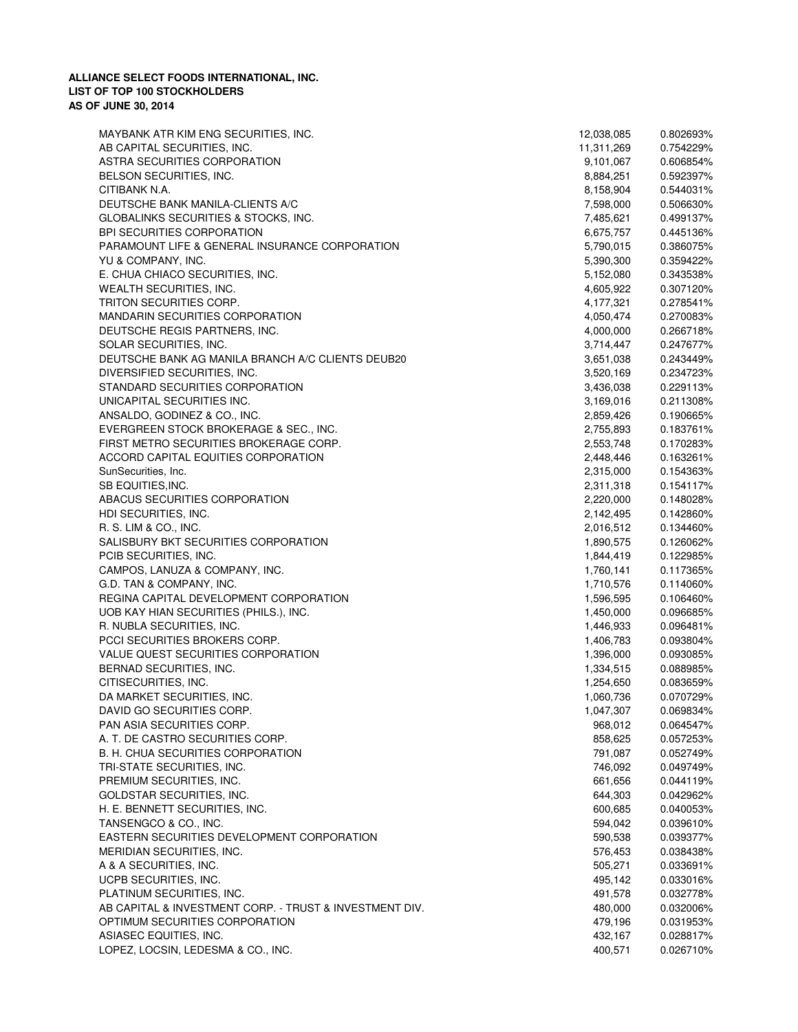**ALLIANCE SELECT FOODS INTERNATIONAL, INC.**
**LIST OF TOP 100 STOCKHOLDERS**
**AS OF JUNE 30, 2014**

| | | |
|---|---|---|
| MAYBANK ATR KIM ENG SECURITIES, INC. | 12,038,085 | 0.802693% |
| AB CAPITAL SECURITIES, INC. | 11,311,269 | 0.754229% |
| ASTRA SECURITIES CORPORATION | 9,101,067 | 0.606854% |
| BELSON SECURITIES, INC. | 8,884,251 | 0.592397% |
| CITIBANK N.A. | 8,158,904 | 0.544031% |
| DEUTSCHE BANK MANILA-CLIENTS A/C | 7,598,000 | 0.506630% |
| GLOBALINKS SECURITIES & STOCKS, INC. | 7,485,621 | 0.499137% |
| BPI SECURITIES CORPORATION | 6,675,757 | 0.445136% |
| PARAMOUNT LIFE & GENERAL INSURANCE CORPORATION | 5,790,015 | 0.386075% |
| YU & COMPANY, INC. | 5,390,300 | 0.359422% |
| E. CHUA CHIACO SECURITIES, INC. | 5,152,080 | 0.343538% |
| WEALTH SECURITIES, INC. | 4,605,922 | 0.307120% |
| TRITON SECURITIES CORP. | 4,177,321 | 0.278541% |
| MANDARIN SECURITIES CORPORATION | 4,050,474 | 0.270083% |
| DEUTSCHE REGIS PARTNERS, INC. | 4,000,000 | 0.266718% |
| SOLAR SECURITIES, INC. | 3,714,447 | 0.247677% |
| DEUTSCHE BANK AG MANILA BRANCH A/C CLIENTS DEUB20 | 3,651,038 | 0.243449% |
| DIVERSIFIED SECURITIES, INC. | 3,520,169 | 0.234723% |
| STANDARD SECURITIES CORPORATION | 3,436,038 | 0.229113% |
| UNICAPITAL SECURITIES INC. | 3,169,016 | 0.211308% |
| ANSALDO, GODINEZ & CO., INC. | 2,859,426 | 0.190665% |
| EVERGREEN STOCK BROKERAGE & SEC., INC. | 2,755,893 | 0.183761% |
| FIRST METRO SECURITIES BROKERAGE CORP. | 2,553,748 | 0.170283% |
| ACCORD CAPITAL EQUITIES CORPORATION | 2,448,446 | 0.163261% |
| SunSecurities, Inc. | 2,315,000 | 0.154363% |
| SB EQUITIES,INC. | 2,311,318 | 0.154117% |
| ABACUS SECURITIES CORPORATION | 2,220,000 | 0.148028% |
| HDI SECURITIES, INC. | 2,142,495 | 0.142860% |
| R. S. LIM & CO., INC. | 2,016,512 | 0.134460% |
| SALISBURY BKT SECURITIES CORPORATION | 1,890,575 | 0.126062% |
| PCIB SECURITIES, INC. | 1,844,419 | 0.122985% |
| CAMPOS, LANUZA & COMPANY, INC. | 1,760,141 | 0.117365% |
| G.D. TAN & COMPANY, INC. | 1,710,576 | 0.114060% |
| REGINA CAPITAL DEVELOPMENT CORPORATION | 1,596,595 | 0.106460% |
| UOB KAY HIAN SECURITIES (PHILS.), INC. | 1,450,000 | 0.096685% |
| R. NUBLA SECURITIES, INC. | 1,446,933 | 0.096481% |
| PCCI SECURITIES BROKERS CORP. | 1,406,783 | 0.093804% |
| VALUE QUEST SECURITIES CORPORATION | 1,396,000 | 0.093085% |
| BERNAD SECURITIES, INC. | 1,334,515 | 0.088985% |
| CITISECURITIES, INC. | 1,254,650 | 0.083659% |
| DA MARKET SECURITIES, INC. | 1,060,736 | 0.070729% |
| DAVID GO SECURITIES CORP. | 1,047,307 | 0.069834% |
| PAN ASIA SECURITIES CORP. | 968,012 | 0.064547% |
| A. T. DE CASTRO SECURITIES CORP. | 858,625 | 0.057253% |
| B. H. CHUA SECURITIES CORPORATION | 791,087 | 0.052749% |
| TRI-STATE SECURITIES, INC. | 746,092 | 0.049749% |
| PREMIUM SECURITIES, INC. | 661,656 | 0.044119% |
| GOLDSTAR SECURITIES, INC. | 644,303 | 0.042962% |
| H. E. BENNETT SECURITIES, INC. | 600,685 | 0.040053% |
| TANSENGCO & CO., INC. | 594,042 | 0.039610% |
| EASTERN SECURITIES DEVELOPMENT CORPORATION | 590,538 | 0.039377% |
| MERIDIAN SECURITIES, INC. | 576,453 | 0.038438% |
| A & A SECURITIES, INC. | 505,271 | 0.033691% |
| UCPB SECURITIES, INC. | 495,142 | 0.033016% |
| PLATINUM SECURITIES, INC. | 491,578 | 0.032778% |
| AB CAPITAL & INVESTMENT CORP. - TRUST & INVESTMENT DIV. | 480,000 | 0.032006% |
| OPTIMUM SECURITIES CORPORATION | 479,196 | 0.031953% |
| ASIASEC EQUITIES, INC. | 432,167 | 0.028817% |
| LOPEZ, LOCSIN, LEDESMA & CO., INC. | 400,571 | 0.026710% |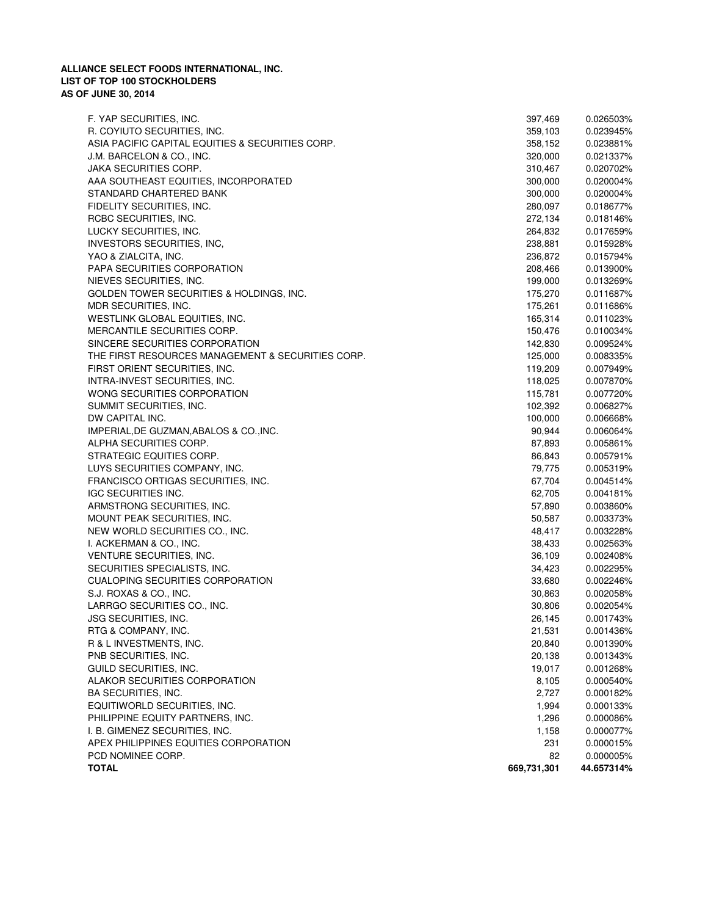**ALLIANCE SELECT FOODS INTERNATIONAL, INC.**
**LIST OF TOP 100 STOCKHOLDERS**
**AS OF JUNE 30, 2014**

| | | |
|---|---|---|
| F. YAP SECURITIES, INC. | 397,469 | 0.026503% |
| R. COYIUTO SECURITIES, INC. | 359,103 | 0.023945% |
| ASIA PACIFIC CAPITAL EQUITIES & SECURITIES CORP. | 358,152 | 0.023881% |
| J.M. BARCELON & CO., INC. | 320,000 | 0.021337% |
| JAKA SECURITIES CORP. | 310,467 | 0.020702% |
| AAA SOUTHEAST EQUITIES, INCORPORATED | 300,000 | 0.020004% |
| STANDARD CHARTERED BANK | 300,000 | 0.020004% |
| FIDELITY SECURITIES, INC. | 280,097 | 0.018677% |
| RCBC SECURITIES, INC. | 272,134 | 0.018146% |
| LUCKY SECURITIES, INC. | 264,832 | 0.017659% |
| INVESTORS SECURITIES, INC, | 238,881 | 0.015928% |
| YAO & ZIALCITA, INC. | 236,872 | 0.015794% |
| PAPA SECURITIES CORPORATION | 208,466 | 0.013900% |
| NIEVES SECURITIES, INC. | 199,000 | 0.013269% |
| GOLDEN TOWER SECURITIES & HOLDINGS, INC. | 175,270 | 0.011687% |
| MDR SECURITIES, INC. | 175,261 | 0.011686% |
| WESTLINK GLOBAL EQUITIES, INC. | 165,314 | 0.011023% |
| MERCANTILE SECURITIES CORP. | 150,476 | 0.010034% |
| SINCERE SECURITIES CORPORATION | 142,830 | 0.009524% |
| THE FIRST RESOURCES MANAGEMENT & SECURITIES CORP. | 125,000 | 0.008335% |
| FIRST ORIENT SECURITIES, INC. | 119,209 | 0.007949% |
| INTRA-INVEST SECURITIES, INC. | 118,025 | 0.007870% |
| WONG SECURITIES CORPORATION | 115,781 | 0.007720% |
| SUMMIT SECURITIES, INC. | 102,392 | 0.006827% |
| DW CAPITAL INC. | 100,000 | 0.006668% |
| IMPERIAL,DE GUZMAN,ABALOS & CO.,INC. | 90,944 | 0.006064% |
| ALPHA SECURITIES CORP. | 87,893 | 0.005861% |
| STRATEGIC EQUITIES CORP. | 86,843 | 0.005791% |
| LUYS SECURITIES COMPANY, INC. | 79,775 | 0.005319% |
| FRANCISCO ORTIGAS SECURITIES, INC. | 67,704 | 0.004514% |
| IGC SECURITIES INC. | 62,705 | 0.004181% |
| ARMSTRONG SECURITIES, INC. | 57,890 | 0.003860% |
| MOUNT PEAK SECURITIES, INC. | 50,587 | 0.003373% |
| NEW WORLD SECURITIES CO., INC. | 48,417 | 0.003228% |
| I. ACKERMAN & CO., INC. | 38,433 | 0.002563% |
| VENTURE SECURITIES, INC. | 36,109 | 0.002408% |
| SECURITIES SPECIALISTS, INC. | 34,423 | 0.002295% |
| CUALOPING SECURITIES CORPORATION | 33,680 | 0.002246% |
| S.J. ROXAS & CO., INC. | 30,863 | 0.002058% |
| LARRGO SECURITIES CO., INC. | 30,806 | 0.002054% |
| JSG SECURITIES, INC. | 26,145 | 0.001743% |
| RTG & COMPANY, INC. | 21,531 | 0.001436% |
| R & L INVESTMENTS, INC. | 20,840 | 0.001390% |
| PNB SECURITIES, INC. | 20,138 | 0.001343% |
| GUILD SECURITIES, INC. | 19,017 | 0.001268% |
| ALAKOR SECURITIES CORPORATION | 8,105 | 0.000540% |
| BA SECURITIES, INC. | 2,727 | 0.000182% |
| EQUITIWORLD SECURITIES, INC. | 1,994 | 0.000133% |
| PHILIPPINE EQUITY PARTNERS, INC. | 1,296 | 0.000086% |
| I. B. GIMENEZ SECURITIES, INC. | 1,158 | 0.000077% |
| APEX PHILIPPINES EQUITIES CORPORATION | 231 | 0.000015% |
| PCD NOMINEE CORP. | 82 | 0.000005% |
| **TOTAL** | **669,731,301** | **44.657314%** |